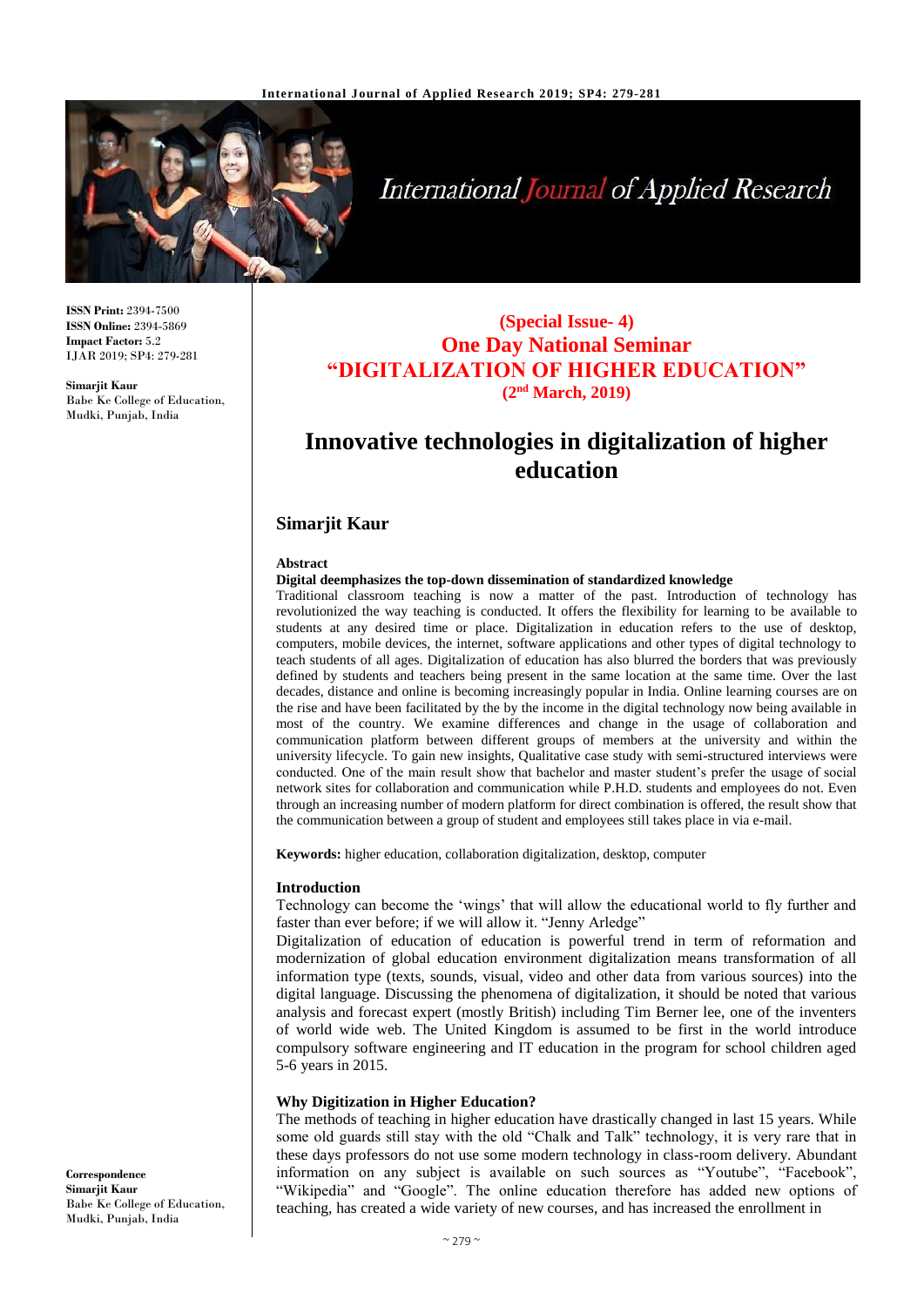**ISSN Print:** 2394-7500
**ISSN Online:** 2394-5869
**Impact Factor:** 5.2
IJAR 2019; SP4: 279-281

**Simarjit Kaur**
Babe Ke College of Education, Mudki, Punjab, India

**Correspondence**
**Simarjit Kaur**
Babe Ke College of Education, Mudki, Punjab, India

**(Special Issue- 4)**
**One Day National Seminar**
**"DIGITALIZATION OF HIGHER EDUCATION"**
**(2nd March, 2019)**

# Innovative technologies in digitalization of higher education

## Simarjit Kaur

**Abstract**

**Digital deemphasizes the top-down dissemination of standardized knowledge**

Traditional classroom teaching is now a matter of the past. Introduction of technology has revolutionized the way teaching is conducted. It offers the flexibility for learning to be available to students at any desired time or place. Digitalization in education refers to the use of desktop, computers, mobile devices, the internet, software applications and other types of digital technology to teach students of all ages. Digitalization of education has also blurred the borders that was previously defined by students and teachers being present in the same location at the same time. Over the last decades, distance and online is becoming increasingly popular in India. Online learning courses are on the rise and have been facilitated by the by the income in the digital technology now being available in most of the country. We examine differences and change in the usage of collaboration and communication platform between different groups of members at the university and within the university lifecycle. To gain new insights, Qualitative case study with semi-structured interviews were conducted. One of the main result show that bachelor and master student's prefer the usage of social network sites for collaboration and communication while P.H.D. students and employees do not. Even through an increasing number of modern platform for direct combination is offered, the result show that the communication between a group of student and employees still takes place in via e-mail.

**Keywords:** higher education, collaboration digitalization, desktop, computer

### Introduction

Technology can become the 'wings' that will allow the educational world to fly further and faster than ever before; if we will allow it. "Jenny Arledge"

Digitalization of education of education is powerful trend in term of reformation and modernization of global education environment digitalization means transformation of all information type (texts, sounds, visual, video and other data from various sources) into the digital language. Discussing the phenomena of digitalization, it should be noted that various analysis and forecast expert (mostly British) including Tim Berner lee, one of the inventers of world wide web. The United Kingdom is assumed to be first in the world introduce compulsory software engineering and IT education in the program for school children aged 5-6 years in 2015.

### Why Digitization in Higher Education?

The methods of teaching in higher education have drastically changed in last 15 years. While some old guards still stay with the old "Chalk and Talk" technology, it is very rare that in these days professors do not use some modern technology in class-room delivery. Abundant information on any subject is available on such sources as "Youtube", "Facebook", "Wikipedia" and "Google". The online education therefore has added new options of teaching, has created a wide variety of new courses, and has increased the enrollment in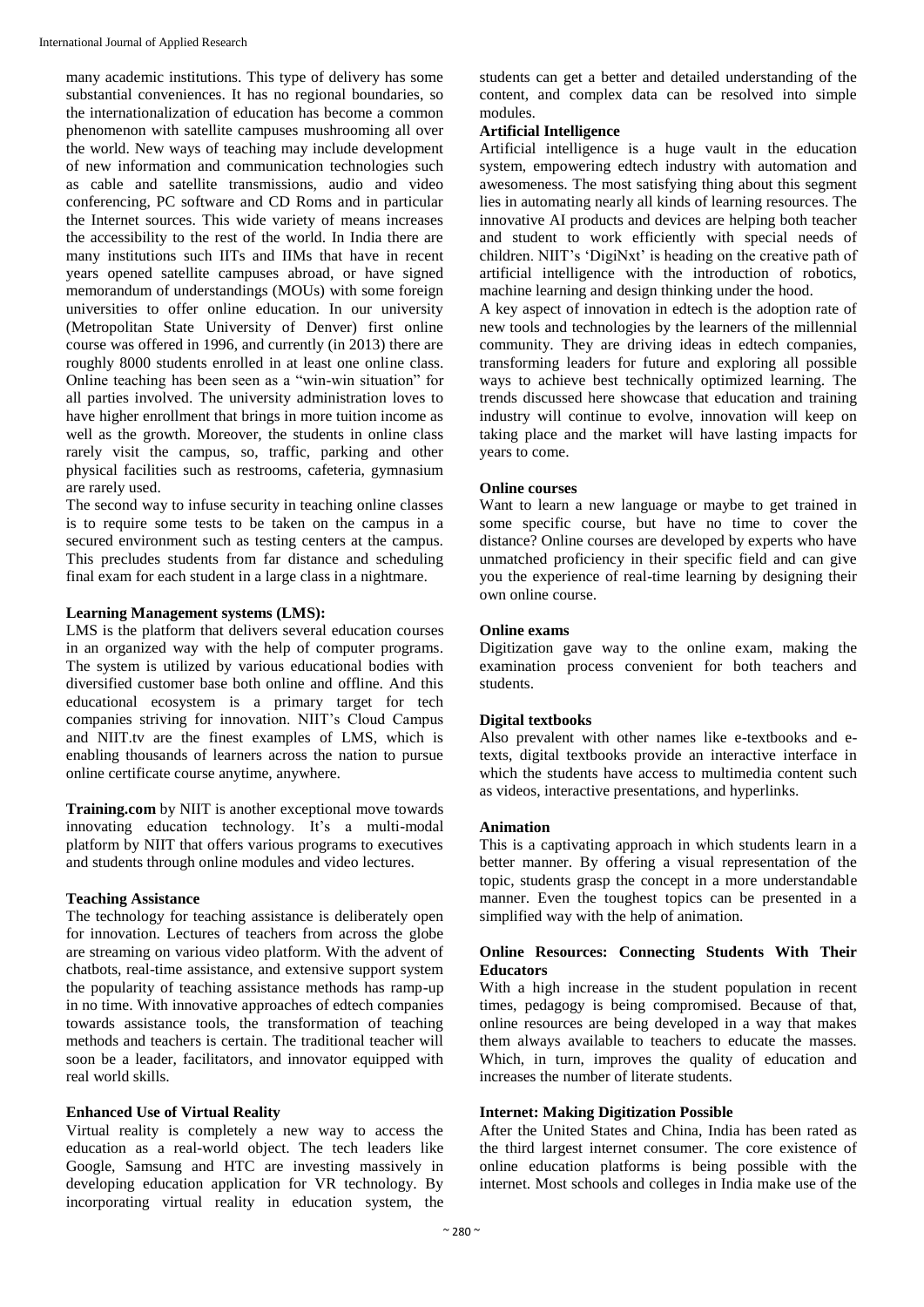many academic institutions. This type of delivery has some substantial conveniences. It has no regional boundaries, so the internationalization of education has become a common phenomenon with satellite campuses mushrooming all over the world. New ways of teaching may include development of new information and communication technologies such as cable and satellite transmissions, audio and video conferencing, PC software and CD Roms and in particular the Internet sources. This wide variety of means increases the accessibility to the rest of the world. In India there are many institutions such IITs and IIMs that have in recent years opened satellite campuses abroad, or have signed memorandum of understandings (MOUs) with some foreign universities to offer online education. In our university (Metropolitan State University of Denver) first online course was offered in 1996, and currently (in 2013) there are roughly 8000 students enrolled in at least one online class. Online teaching has been seen as a "win-win situation" for all parties involved. The university administration loves to have higher enrollment that brings in more tuition income as well as the growth. Moreover, the students in online class rarely visit the campus, so, traffic, parking and other physical facilities such as restrooms, cafeteria, gymnasium are rarely used.

The second way to infuse security in teaching online classes is to require some tests to be taken on the campus in a secured environment such as testing centers at the campus. This precludes students from far distance and scheduling final exam for each student in a large class in a nightmare.

### Learning Management systems (LMS):

LMS is the platform that delivers several education courses in an organized way with the help of computer programs. The system is utilized by various educational bodies with diversified customer base both online and offline. And this educational ecosystem is a primary target for tech companies striving for innovation. NIIT's Cloud Campus and NIIT.tv are the finest examples of LMS, which is enabling thousands of learners across the nation to pursue online certificate course anytime, anywhere.

**Training.com** by NIIT is another exceptional move towards innovating education technology. It's a multi-modal platform by NIIT that offers various programs to executives and students through online modules and video lectures.

### Teaching Assistance

The technology for teaching assistance is deliberately open for innovation. Lectures of teachers from across the globe are streaming on various video platform. With the advent of chatbots, real-time assistance, and extensive support system the popularity of teaching assistance methods has ramp-up in no time. With innovative approaches of edtech companies towards assistance tools, the transformation of teaching methods and teachers is certain. The traditional teacher will soon be a leader, facilitators, and innovator equipped with real world skills.

### Enhanced Use of Virtual Reality

Virtual reality is completely a new way to access the education as a real-world object. The tech leaders like Google, Samsung and HTC are investing massively in developing education application for VR technology. By incorporating virtual reality in education system, the students can get a better and detailed understanding of the content, and complex data can be resolved into simple modules.

### Artificial Intelligence

Artificial intelligence is a huge vault in the education system, empowering edtech industry with automation and awesomeness. The most satisfying thing about this segment lies in automating nearly all kinds of learning resources. The innovative AI products and devices are helping both teacher and student to work efficiently with special needs of children. NIIT's 'DigiNxt' is heading on the creative path of artificial intelligence with the introduction of robotics, machine learning and design thinking under the hood.

A key aspect of innovation in edtech is the adoption rate of new tools and technologies by the learners of the millennial community. They are driving ideas in edtech companies, transforming leaders for future and exploring all possible ways to achieve best technically optimized learning. The trends discussed here showcase that education and training industry will continue to evolve, innovation will keep on taking place and the market will have lasting impacts for years to come.

### Online courses

Want to learn a new language or maybe to get trained in some specific course, but have no time to cover the distance? Online courses are developed by experts who have unmatched proficiency in their specific field and can give you the experience of real-time learning by designing their own online course.

### Online exams

Digitization gave way to the online exam, making the examination process convenient for both teachers and students.

### Digital textbooks

Also prevalent with other names like e-textbooks and e-texts, digital textbooks provide an interactive interface in which the students have access to multimedia content such as videos, interactive presentations, and hyperlinks.

### Animation

This is a captivating approach in which students learn in a better manner. By offering a visual representation of the topic, students grasp the concept in a more understandable manner. Even the toughest topics can be presented in a simplified way with the help of animation.

### Online Resources: Connecting Students With Their Educators

With a high increase in the student population in recent times, pedagogy is being compromised. Because of that, online resources are being developed in a way that makes them always available to teachers to educate the masses. Which, in turn, improves the quality of education and increases the number of literate students.

### Internet: Making Digitization Possible

After the United States and China, India has been rated as the third largest internet consumer. The core existence of online education platforms is being possible with the internet. Most schools and colleges in India make use of the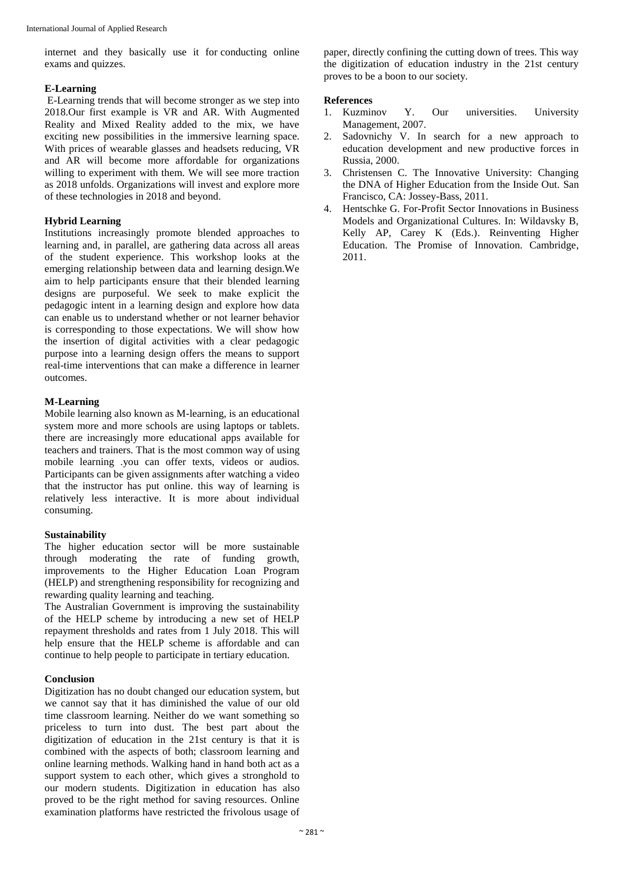internet and they basically use it for conducting online exams and quizzes.

### E-Learning

E-Learning trends that will become stronger as we step into 2018.Our first example is VR and AR. With Augmented Reality and Mixed Reality added to the mix, we have exciting new possibilities in the immersive learning space. With prices of wearable glasses and headsets reducing, VR and AR will become more affordable for organizations willing to experiment with them. We will see more traction as 2018 unfolds. Organizations will invest and explore more of these technologies in 2018 and beyond.

### Hybrid Learning

Institutions increasingly promote blended approaches to learning and, in parallel, are gathering data across all areas of the student experience. This workshop looks at the emerging relationship between data and learning design.We aim to help participants ensure that their blended learning designs are purposeful. We seek to make explicit the pedagogic intent in a learning design and explore how data can enable us to understand whether or not learner behavior is corresponding to those expectations. We will show how the insertion of digital activities with a clear pedagogic purpose into a learning design offers the means to support real-time interventions that can make a difference in learner outcomes.

### M-Learning

Mobile learning also known as M-learning, is an educational system more and more schools are using laptops or tablets. there are increasingly more educational apps available for teachers and trainers. That is the most common way of using mobile learning .you can offer texts, videos or audios. Participants can be given assignments after watching a video that the instructor has put online. this way of learning is relatively less interactive. It is more about individual consuming.

### Sustainability

The higher education sector will be more sustainable through moderating the rate of funding growth, improvements to the Higher Education Loan Program (HELP) and strengthening responsibility for recognizing and rewarding quality learning and teaching.

The Australian Government is improving the sustainability of the HELP scheme by introducing a new set of HELP repayment thresholds and rates from 1 July 2018. This will help ensure that the HELP scheme is affordable and can continue to help people to participate in tertiary education.

### Conclusion

Digitization has no doubt changed our education system, but we cannot say that it has diminished the value of our old time classroom learning. Neither do we want something so priceless to turn into dust. The best part about the digitization of education in the 21st century is that it is combined with the aspects of both; classroom learning and online learning methods. Walking hand in hand both act as a support system to each other, which gives a stronghold to our modern students. Digitization in education has also proved to be the right method for saving resources. Online examination platforms have restricted the frivolous usage of paper, directly confining the cutting down of trees. This way the digitization of education industry in the 21st century proves to be a boon to our society.

### References

1. Kuzminov Y. Our universities. University Management, 2007.
2. Sadovnichy V. In search for a new approach to education development and new productive forces in Russia, 2000.
3. Christensen C. The Innovative University: Changing the DNA of Higher Education from the Inside Out. San Francisco, CA: Jossey-Bass, 2011.
4. Hentschke G. For-Profit Sector Innovations in Business Models and Organizational Cultures. In: Wildavsky B, Kelly AP, Carey K (Eds.). Reinventing Higher Education. The Promise of Innovation. Cambridge, 2011.